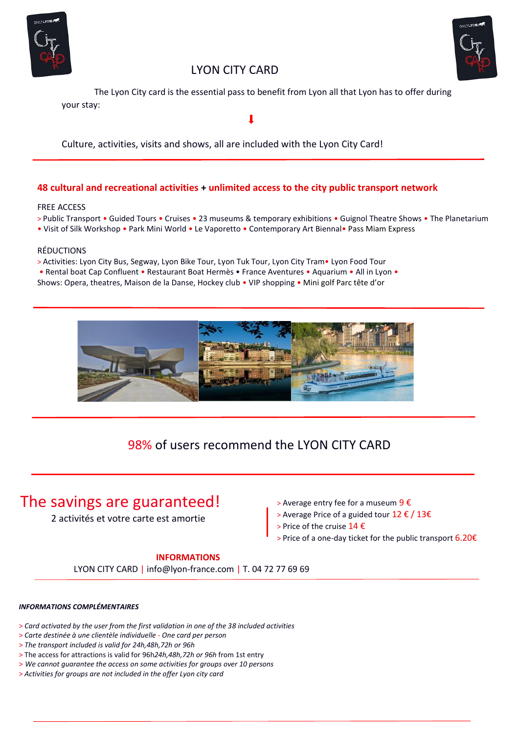# LYON CITY CARD

The Lyon City card is the essential pass to benefit from Lyon all that Lyon has to offer during your stay:

⬇

Culture, activities, visits and shows, all are included with the Lyon City Card!

---

**48 cultural and recreational activities + unlimited access to the city public transport network**

FREE ACCESS

> Public Transport • Guided Tours • Cruises • 23 museums & temporary exhibitions • Guignol Theatre Shows • The Planetarium • Visit of Silk Workshop • Park Mini World • Le Vaporetto • Contemporary Art Biennal• Pass Miam Express

RÉDUCTIONS

> Activities: Lyon City Bus, Segway, Lyon Bike Tour, Lyon Tuk Tour, Lyon City Tram• Lyon Food Tour • Rental boat Cap Confluent • Restaurant Boat Hermès • France Aventures • Aquarium • All in Lyon • Shows: Opera, theatres, Maison de la Danse, Hockey club • VIP shopping • Mini golf Parc tête d'or

---

## 98% of users recommend the LYON CITY CARD

---

## The savings are guaranteed!

2 activités et votre carte est amortie

> Average entry fee for a museum 9 €
> Average Price of a guided tour 12 € / 13€
> Price of the cruise 14 €
> Price of a one-day ticket for the public transport 6.20€

**INFORMATIONS**

LYON CITY CARD | info@lyon-france.com | T. 04 72 77 69 69

***INFORMATIONS COMPLÉMENTAIRES***

> *Card activated by the user from the first validation in one of the 38 included activities*
> *Carte destinée à une clientèle individuelle - One card per person*
> *The transport included is valid for 24h,48h,72h or 96h*
> The access for attractions is valid for 96h*24h,48h,72h or 96h* from 1st entry
> *We cannot guarantee the access on some activities for groups over 10 persons*
> *Activities for groups are not included in the offer Lyon city card*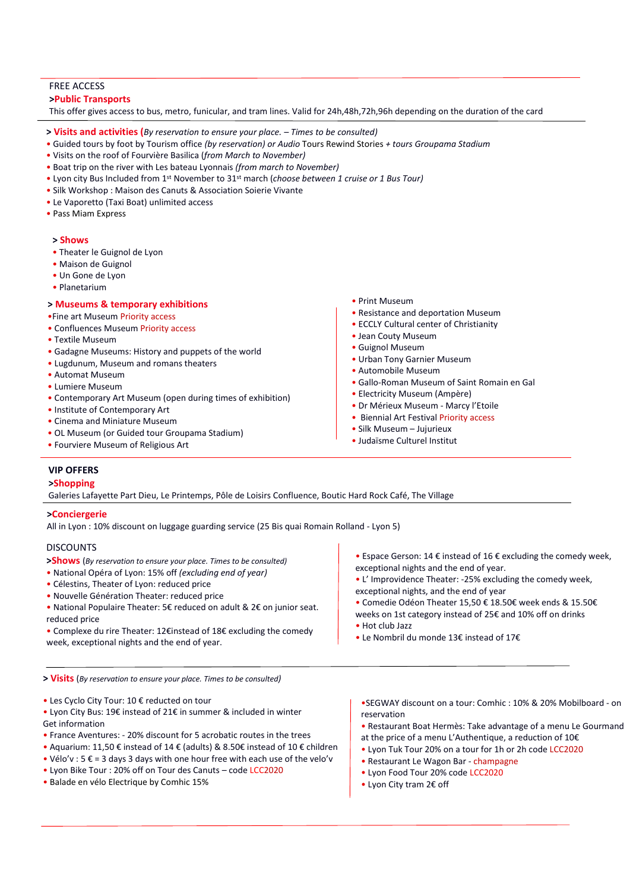## FREE ACCESS

### >Public Transports

This offer gives access to bus, metro, funicular, and tram lines. Valid for 24h,48h,72h,96h depending on the duration of the card

### > Visits and activities (*By reservation to ensure your place. – Times to be consulted)*

- Guided tours by foot by Tourism office *(by reservation) or Audio* Tours Rewind Stories *+ tours Groupama Stadium*
- Visits on the roof of Fourvière Basilica (*from March to November)*
- Boat trip on the river with Les bateau Lyonnais *(from march to November)*
- Lyon city Bus Included from 1st November to 31st march (*choose between 1 cruise or 1 Bus Tour)*
- Silk Workshop : Maison des Canuts & Association Soierie Vivante
- Le Vaporetto (Taxi Boat) unlimited access
- Pass Miam Express

### > Shows

- Theater le Guignol de Lyon
- Maison de Guignol
- Un Gone de Lyon
- Planetarium

### > Museums & temporary exhibitions

- Fine art Museum Priority access
- Confluences Museum Priority access
- Textile Museum
- Gadagne Museums: History and puppets of the world
- Lugdunum, Museum and romans theaters
- Automat Museum
- Lumiere Museum
- Contemporary Art Museum (open during times of exhibition)
- Institute of Contemporary Art
- Cinema and Miniature Museum
- OL Museum (or Guided tour Groupama Stadium)
- Fourviere Museum of Religious Art
- Print Museum
- Resistance and deportation Museum
- ECCLY Cultural center of Christianity
- Jean Couty Museum
- Guignol Museum
- Urban Tony Garnier Museum
- Automobile Museum
- Gallo-Roman Museum of Saint Romain en Gal
- Electricity Museum (Ampère)
- Dr Mérieux Museum - Marcy l'Etoile
- Biennial Art Festival Priority access
- Silk Museum – Jujurieux
- Judaïsme Culturel Institut

## VIP OFFERS

### >Shopping

Galeries Lafayette Part Dieu, Le Printemps, Pôle de Loisirs Confluence, Boutic Hard Rock Café, The Village

### >Conciergerie

All in Lyon : 10% discount on luggage guarding service (25 Bis quai Romain Rolland - Lyon 5)

## DISCOUNTS

### >Shows (*By reservation to ensure your place. Times to be consulted)*

- National Opéra of Lyon: 15% off *(excluding end of year)*
- Célestins, Theater of Lyon: reduced price
- Nouvelle Génération Theater: reduced price
- National Populaire Theater: 5€ reduced on adult & 2€ on junior seat. reduced price
- Complexe du rire Theater: 12€instead of 18€ excluding the comedy week, exceptional nights and the end of year.
- Espace Gerson: 14 € instead of 16 € excluding the comedy week, exceptional nights and the end of year.
- L' Improvidence Theater: -25% excluding the comedy week, exceptional nights, and the end of year
- Comedie Odéon Theater 15,50 € 18.50€ week ends & 15.50€ weeks on 1st category instead of 25€ and 10% off on drinks
- Hot club Jazz
- Le Nombril du monde 13€ instead of 17€

### > Visits (*By reservation to ensure your place. Times to be consulted)*

- Les Cyclo City Tour: 10 € reducted on tour
- Lyon City Bus: 19€ instead of 21€ in summer & included in winter Get information
- France Aventures: - 20% discount for 5 acrobatic routes in the trees
- Aquarium: 11,50 € instead of 14 € (adults) & 8.50€ instead of 10 € children
- Vélo'v : 5 € = 3 days 3 days with one hour free with each use of the velo'v
- Lyon Bike Tour : 20% off on Tour des Canuts – code LCC2020
- Balade en vélo Electrique by Comhic 15%
- SEGWAY discount on a tour: Comhic : 10% & 20% Mobilboard - on reservation
- Restaurant Boat Hermès: Take advantage of a menu Le Gourmand at the price of a menu L'Authentique, a reduction of 10€
- Lyon Tuk Tour 20% on a tour for 1h or 2h code LCC2020
- Restaurant Le Wagon Bar - champagne
- Lyon Food Tour 20% code LCC2020
- Lyon City tram 2€ off